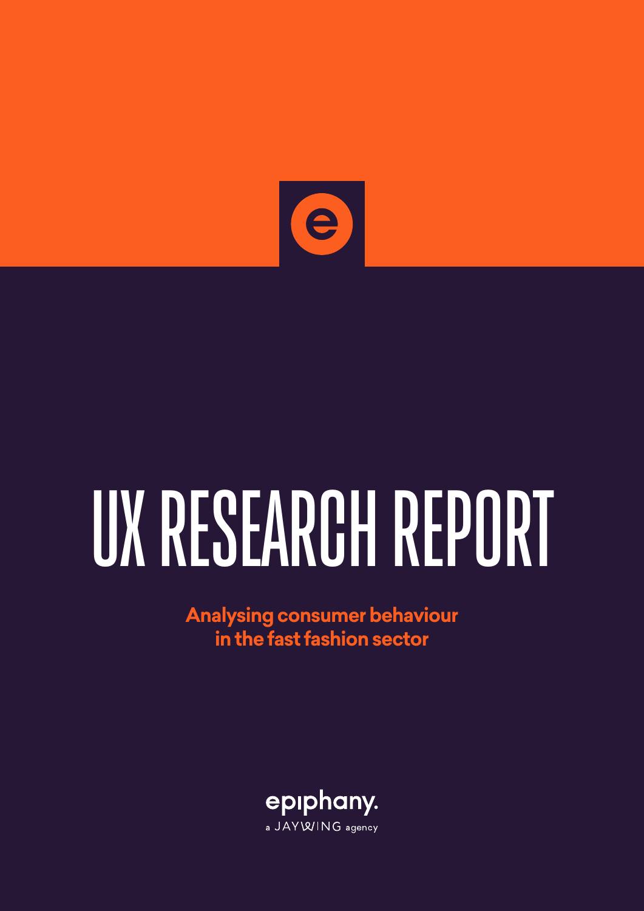# UX RESEARCH REPORT

**Analysing consumer behaviour in the fast fashion sector**

epiphany.
a JAYWING agency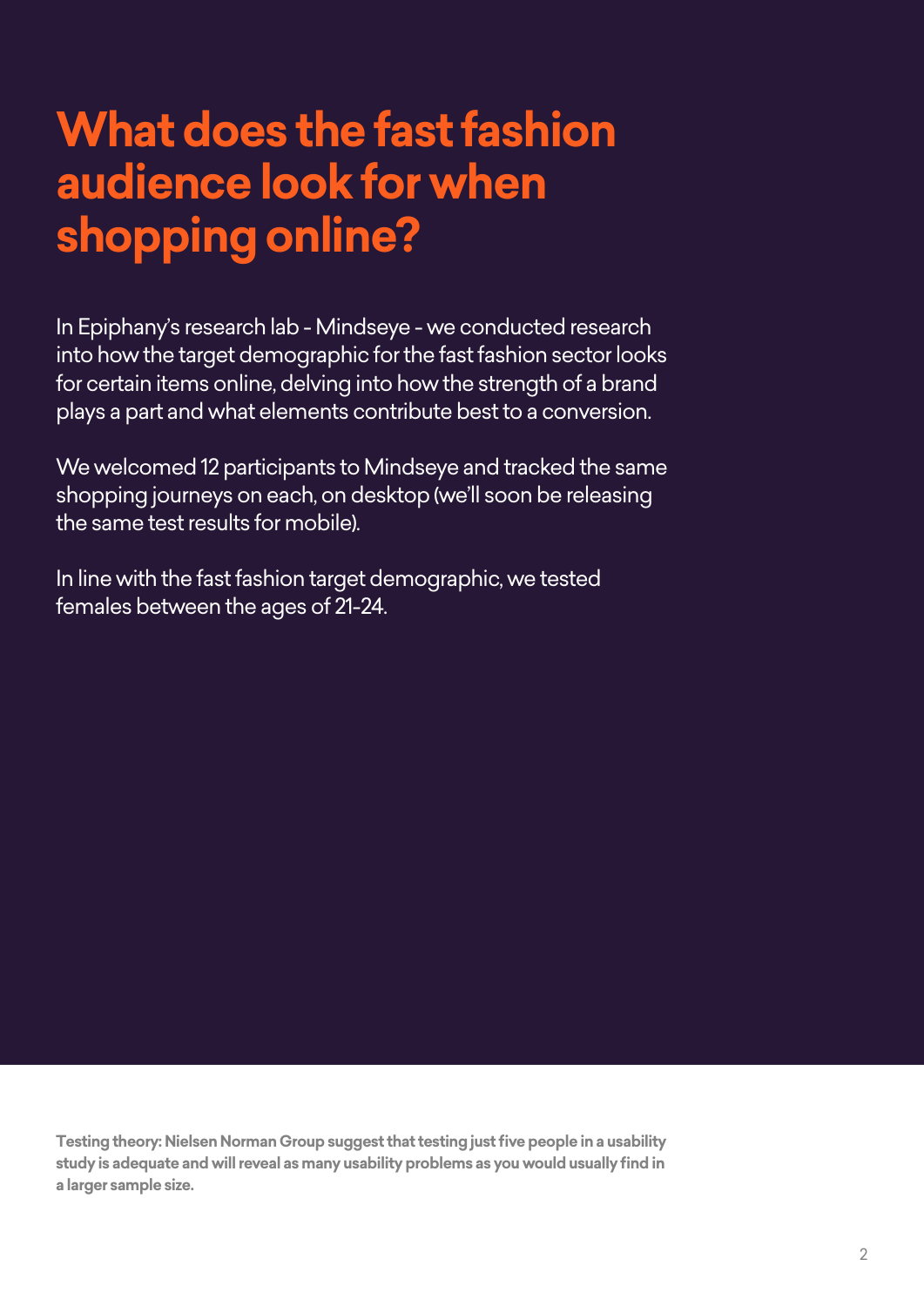# What does the fast fashion audience look for when shopping online?

In Epiphany's research lab - Mindseye - we conducted research into how the target demographic for the fast fashion sector looks for certain items online, delving into how the strength of a brand plays a part and what elements contribute best to a conversion.

We welcomed 12 participants to Mindseye and tracked the same shopping journeys on each, on desktop (we'll soon be releasing the same test results for mobile).

In line with the fast fashion target demographic, we tested females between the ages of 21-24.

**Testing theory: Nielsen Norman Group suggest that testing just five people in a usability study is adequate and will reveal as many usability problems as you would usually find in a larger sample size.**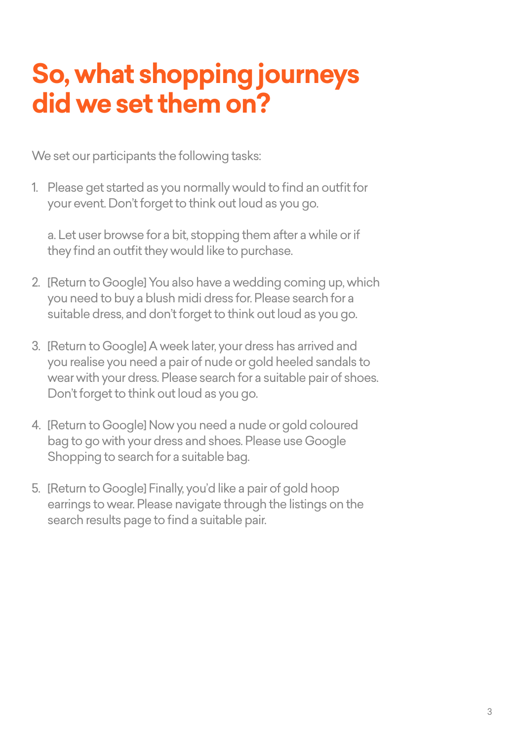# So, what shopping journeys did we set them on?

We set our participants the following tasks:

1. Please get started as you normally would to find an outfit for your event. Don't forget to think out loud as you go.

   a. Let user browse for a bit, stopping them after a while or if they find an outfit they would like to purchase.

2. [Return to Google] You also have a wedding coming up, which you need to buy a blush midi dress for. Please search for a suitable dress, and don't forget to think out loud as you go.

3. [Return to Google] A week later, your dress has arrived and you realise you need a pair of nude or gold heeled sandals to wear with your dress. Please search for a suitable pair of shoes. Don't forget to think out loud as you go.

4. [Return to Google] Now you need a nude or gold coloured bag to go with your dress and shoes. Please use Google Shopping to search for a suitable bag.

5. [Return to Google] Finally, you'd like a pair of gold hoop earrings to wear. Please navigate through the listings on the search results page to find a suitable pair.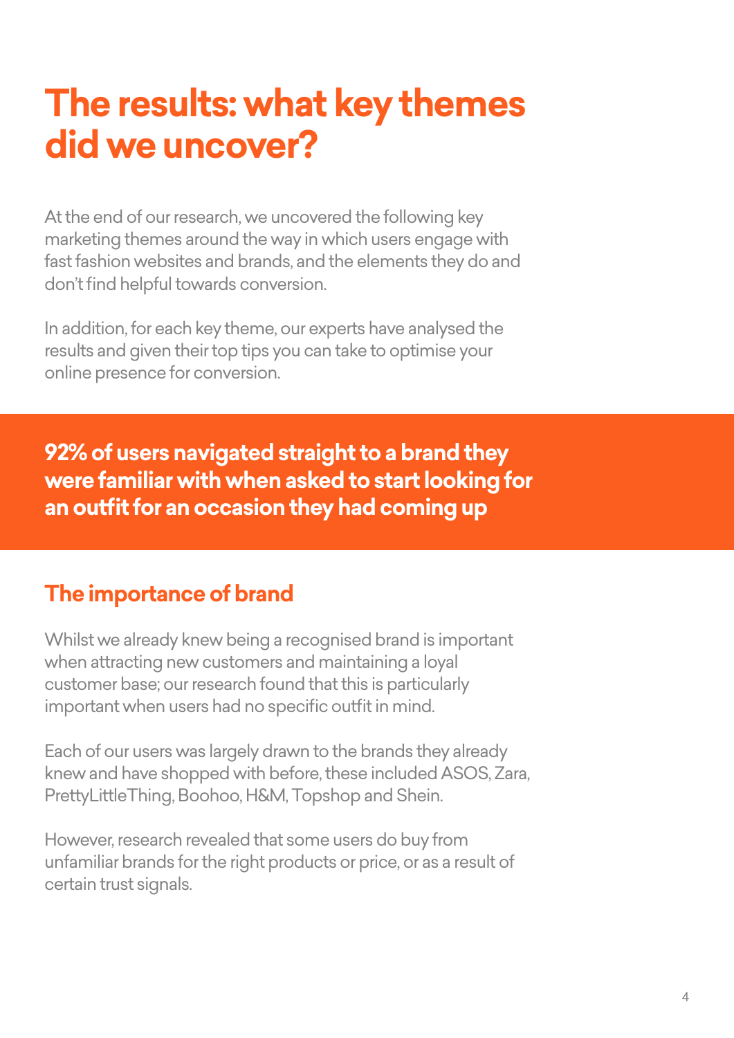# The results: what key themes did we uncover?

At the end of our research, we uncovered the following key marketing themes around the way in which users engage with fast fashion websites and brands, and the elements they do and don't find helpful towards conversion.

In addition, for each key theme, our experts have analysed the results and given their top tips you can take to optimise your online presence for conversion.

**92% of users navigated straight to a brand they were familiar with when asked to start looking for an outfit for an occasion they had coming up**

## The importance of brand

Whilst we already knew being a recognised brand is important when attracting new customers and maintaining a loyal customer base; our research found that this is particularly important when users had no specific outfit in mind.

Each of our users was largely drawn to the brands they already knew and have shopped with before, these included ASOS, Zara, PrettyLittleThing, Boohoo, H&M, Topshop and Shein.

However, research revealed that some users do buy from unfamiliar brands for the right products or price, or as a result of certain trust signals.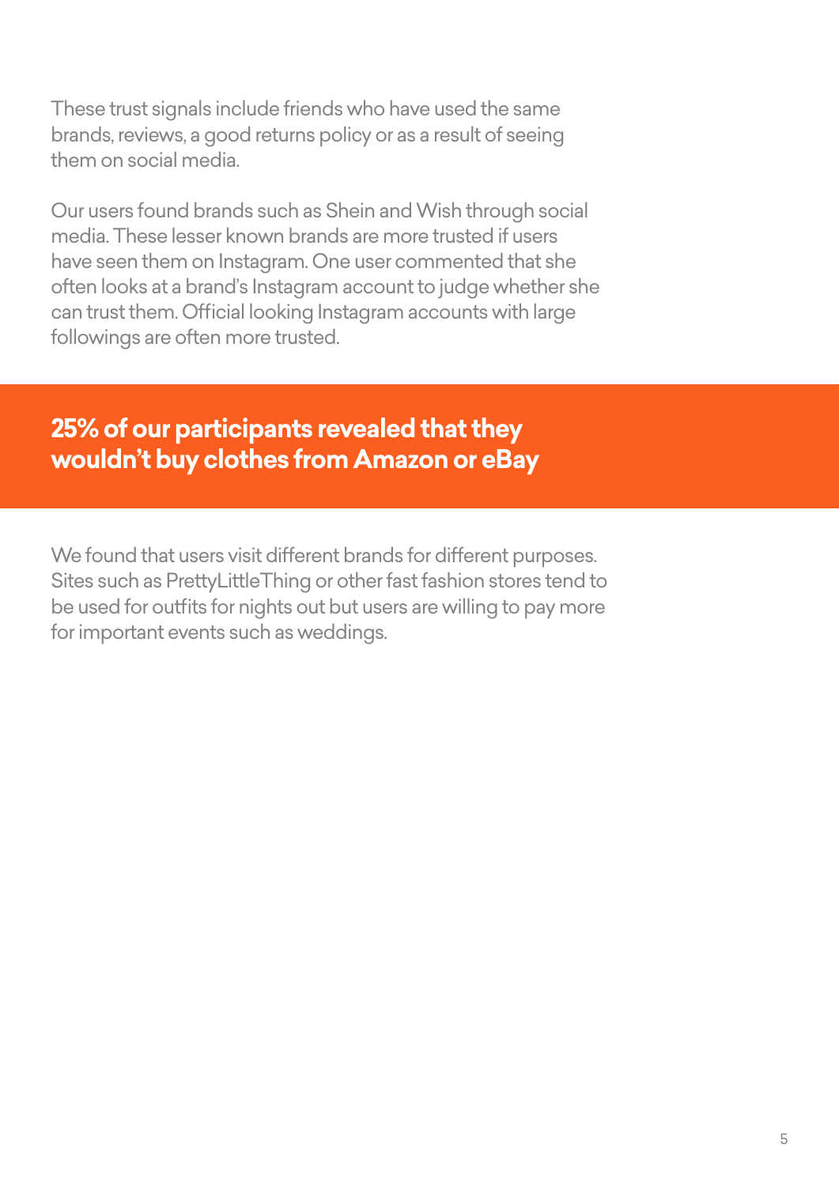These trust signals include friends who have used the same brands, reviews, a good returns policy or as a result of seeing them on social media.

Our users found brands such as Shein and Wish through social media. These lesser known brands are more trusted if users have seen them on Instagram. One user commented that she often looks at a brand's Instagram account to judge whether she can trust them. Official looking Instagram accounts with large followings are often more trusted.

**25% of our participants revealed that they wouldn't buy clothes from Amazon or eBay**

We found that users visit different brands for different purposes. Sites such as PrettyLittleThing or other fast fashion stores tend to be used for outfits for nights out but users are willing to pay more for important events such as weddings.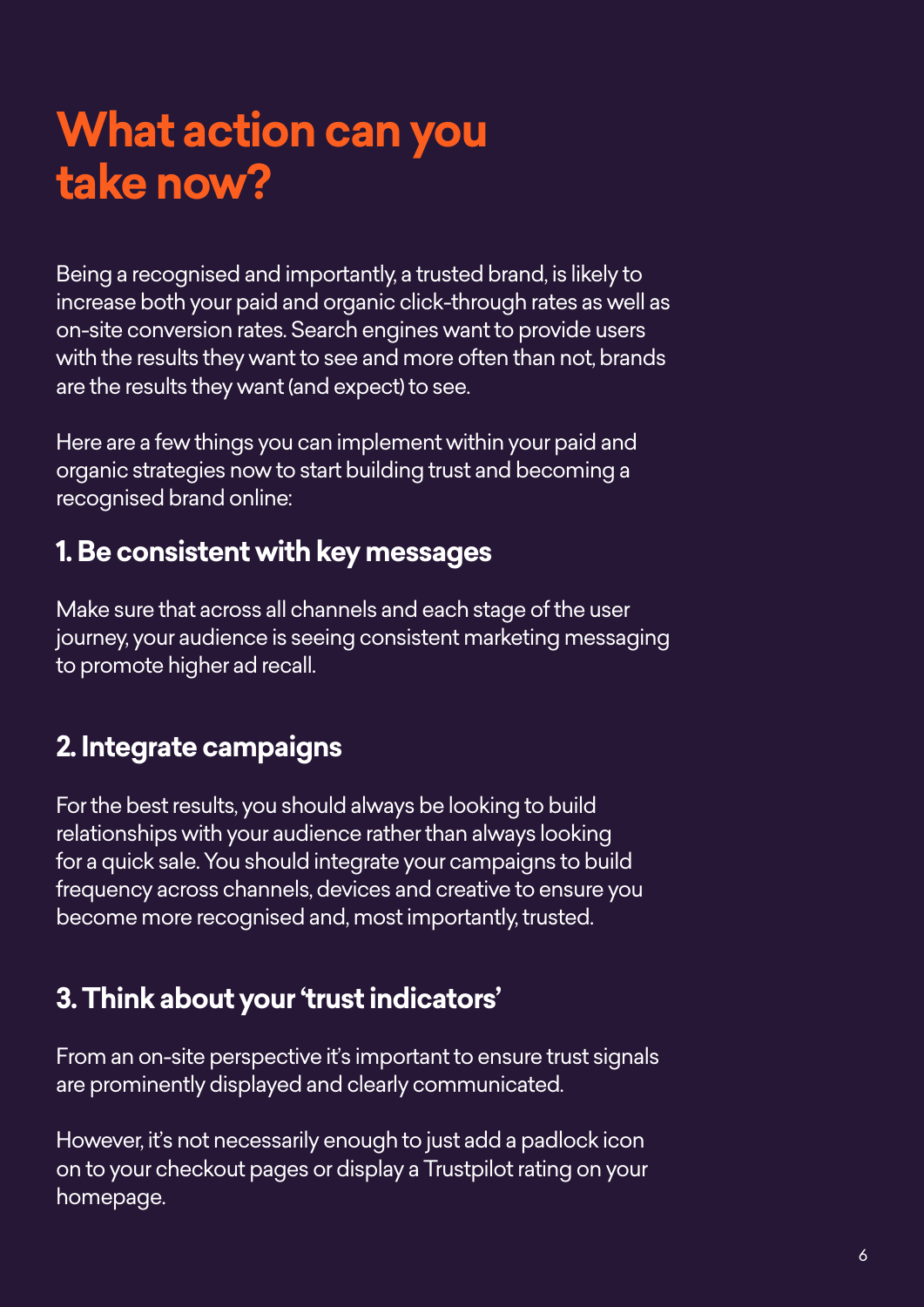# What action can you take now?

Being a recognised and importantly, a trusted brand, is likely to increase both your paid and organic click-through rates as well as on-site conversion rates. Search engines want to provide users with the results they want to see and more often than not, brands are the results they want (and expect) to see.

Here are a few things you can implement within your paid and organic strategies now to start building trust and becoming a recognised brand online:

## 1. Be consistent with key messages

Make sure that across all channels and each stage of the user journey, your audience is seeing consistent marketing messaging to promote higher ad recall.

## 2. Integrate campaigns

For the best results, you should always be looking to build relationships with your audience rather than always looking for a quick sale. You should integrate your campaigns to build frequency across channels, devices and creative to ensure you become more recognised and, most importantly, trusted.

## 3. Think about your 'trust indicators'

From an on-site perspective it's important to ensure trust signals are prominently displayed and clearly communicated.

However, it's not necessarily enough to just add a padlock icon on to your checkout pages or display a Trustpilot rating on your homepage.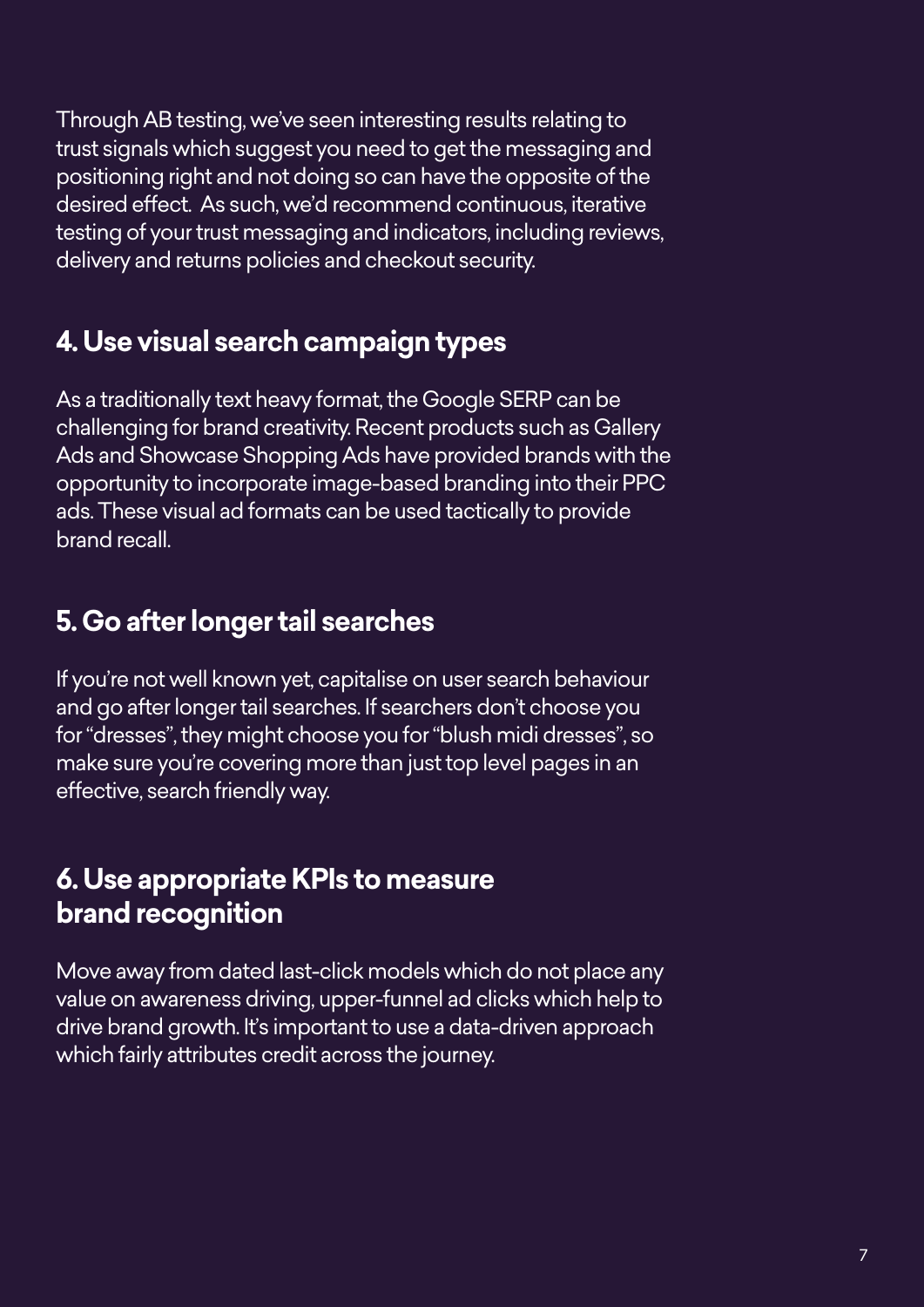Through AB testing, we've seen interesting results relating to trust signals which suggest you need to get the messaging and positioning right and not doing so can have the opposite of the desired effect. As such, we'd recommend continuous, iterative testing of your trust messaging and indicators, including reviews, delivery and returns policies and checkout security.

## 4. Use visual search campaign types

As a traditionally text heavy format, the Google SERP can be challenging for brand creativity. Recent products such as Gallery Ads and Showcase Shopping Ads have provided brands with the opportunity to incorporate image-based branding into their PPC ads. These visual ad formats can be used tactically to provide brand recall.

## 5. Go after longer tail searches

If you're not well known yet, capitalise on user search behaviour and go after longer tail searches. If searchers don't choose you for "dresses", they might choose you for "blush midi dresses", so make sure you're covering more than just top level pages in an effective, search friendly way.

## 6. Use appropriate KPIs to measure brand recognition

Move away from dated last-click models which do not place any value on awareness driving, upper-funnel ad clicks which help to drive brand growth. It's important to use a data-driven approach which fairly attributes credit across the journey.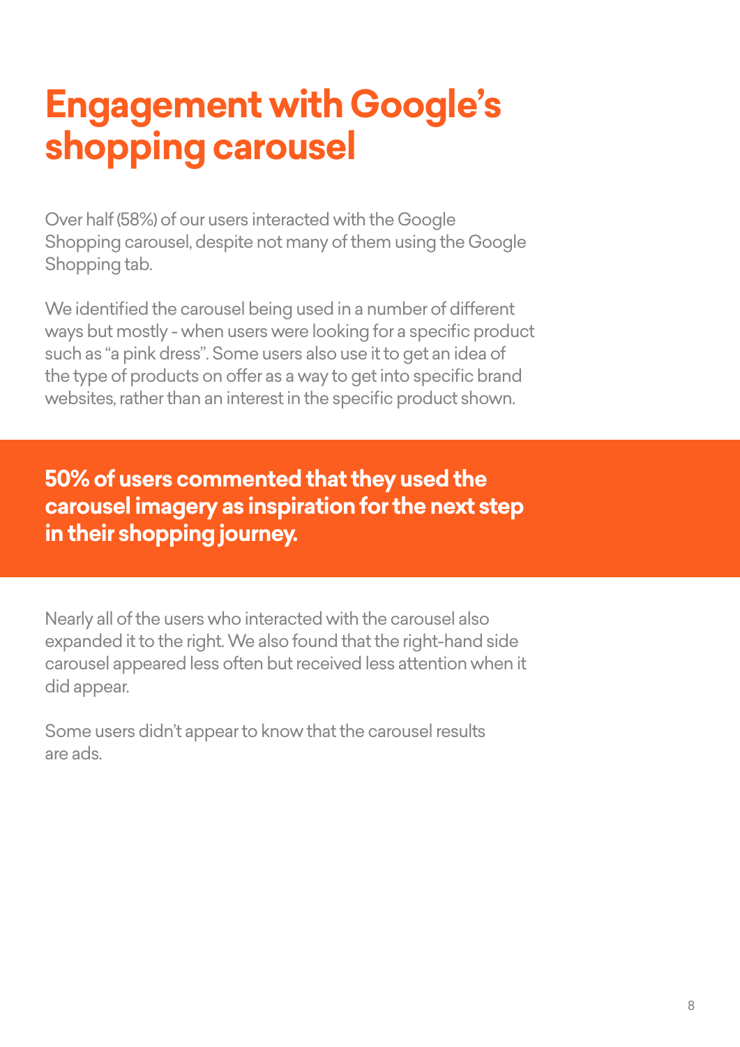# Engagement with Google's shopping carousel

Over half (58%) of our users interacted with the Google Shopping carousel, despite not many of them using the Google Shopping tab.

We identified the carousel being used in a number of different ways but mostly - when users were looking for a specific product such as "a pink dress". Some users also use it to get an idea of the type of products on offer as a way to get into specific brand websites, rather than an interest in the specific product shown.

**50% of users commented that they used the carousel imagery as inspiration for the next step in their shopping journey.**

Nearly all of the users who interacted with the carousel also expanded it to the right. We also found that the right-hand side carousel appeared less often but received less attention when it did appear.

Some users didn't appear to know that the carousel results are ads.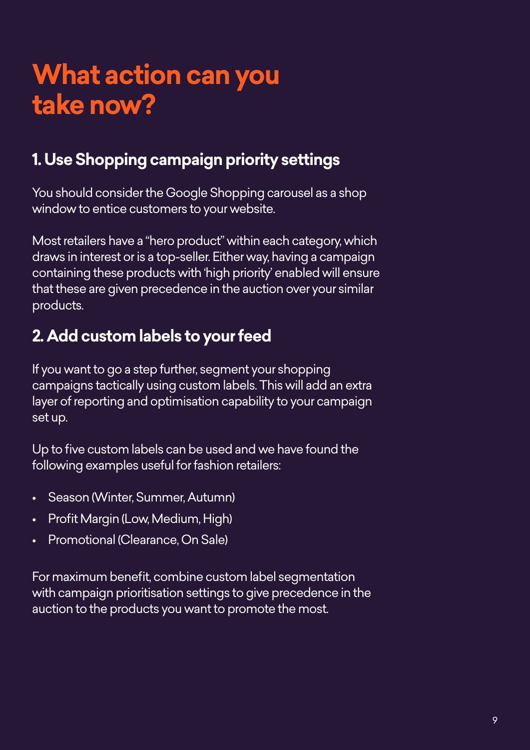# What action can you take now?

## 1. Use Shopping campaign priority settings

You should consider the Google Shopping carousel as a shop window to entice customers to your website.

Most retailers have a “hero product” within each category, which draws in interest or is a top-seller. Either way, having a campaign containing these products with ‘high priority’ enabled will ensure that these are given precedence in the auction over your similar products.

## 2. Add custom labels to your feed

If you want to go a step further, segment your shopping campaigns tactically using custom labels. This will add an extra layer of reporting and optimisation capability to your campaign set up.

Up to five custom labels can be used and we have found the following examples useful for fashion retailers:

- Season (Winter, Summer, Autumn)
- Profit Margin (Low, Medium, High)
- Promotional (Clearance, On Sale)

For maximum benefit, combine custom label segmentation with campaign prioritisation settings to give precedence in the auction to the products you want to promote the most.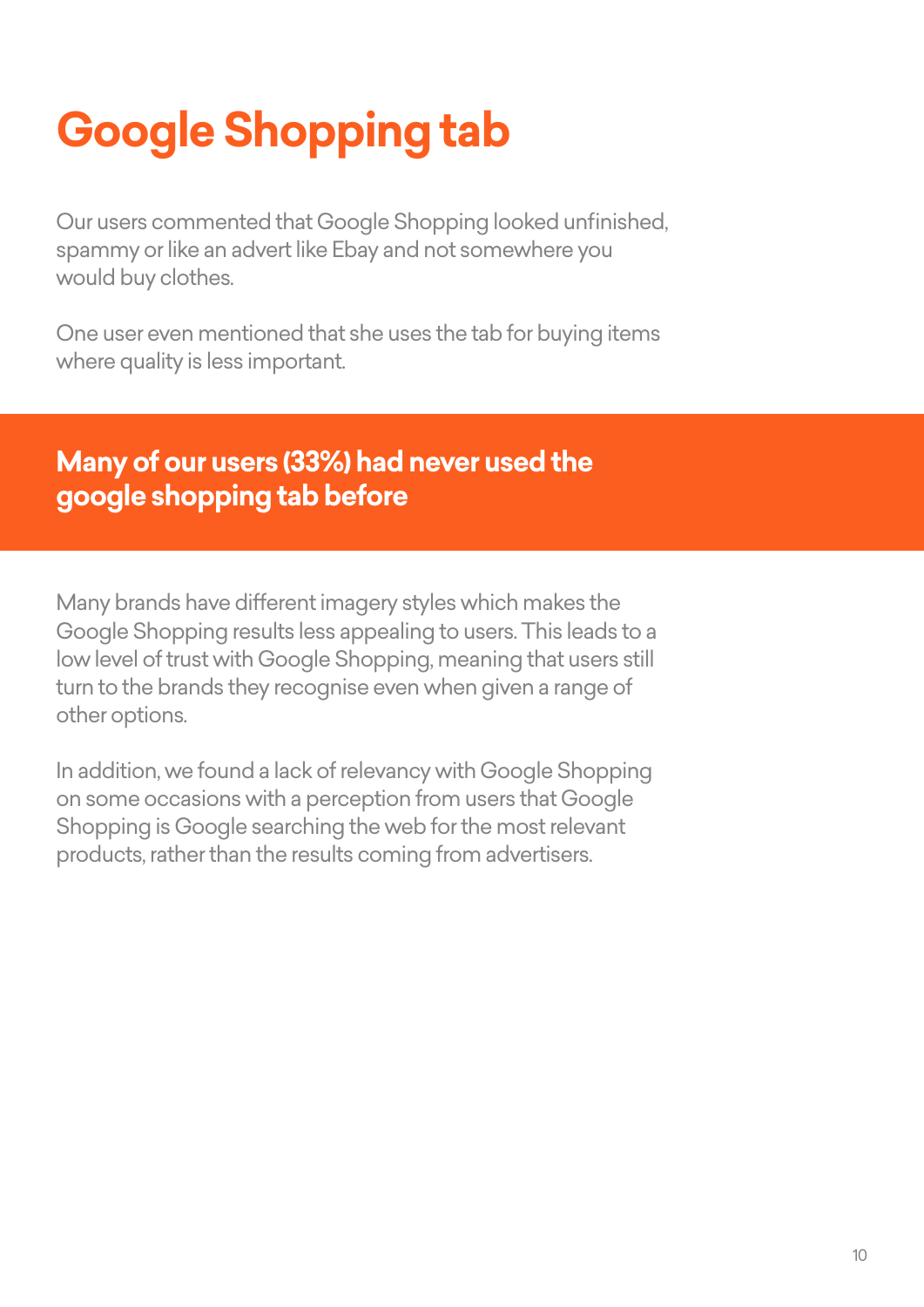# Google Shopping tab

Our users commented that Google Shopping looked unfinished, spammy or like an advert like Ebay and not somewhere you would buy clothes.

One user even mentioned that she uses the tab for buying items where quality is less important.

**Many of our users (33%) had never used the google shopping tab before**

Many brands have different imagery styles which makes the Google Shopping results less appealing to users. This leads to a low level of trust with Google Shopping, meaning that users still turn to the brands they recognise even when given a range of other options.

In addition, we found a lack of relevancy with Google Shopping on some occasions with a perception from users that Google Shopping is Google searching the web for the most relevant products, rather than the results coming from advertisers.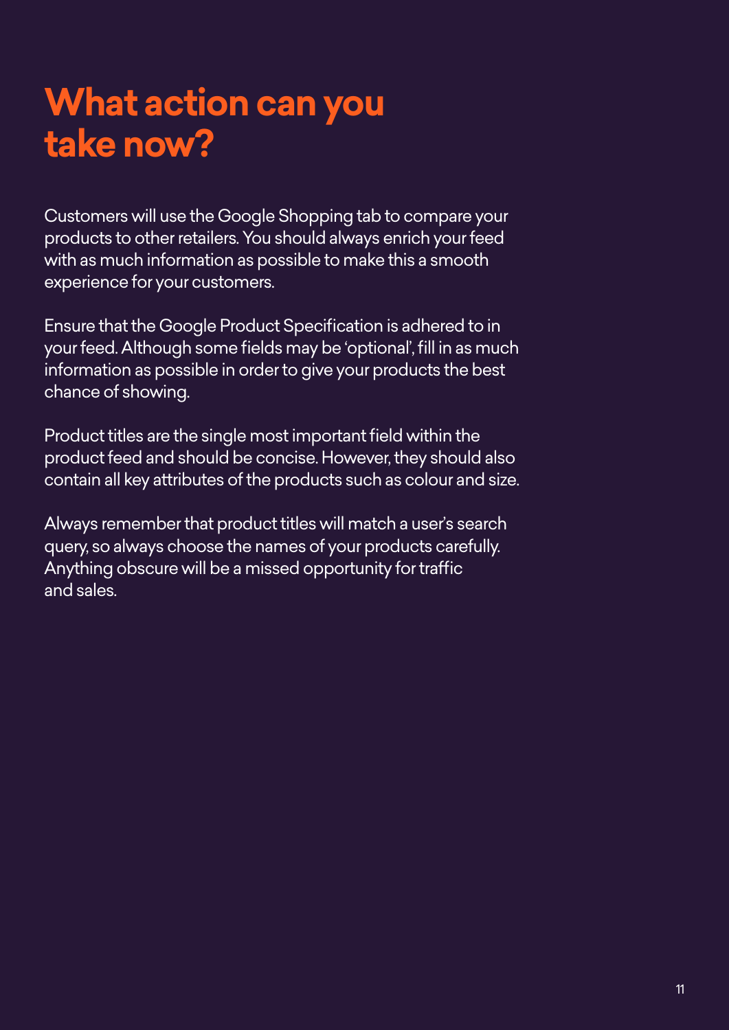# What action can you take now?

Customers will use the Google Shopping tab to compare your products to other retailers. You should always enrich your feed with as much information as possible to make this a smooth experience for your customers.

Ensure that the Google Product Specification is adhered to in your feed. Although some fields may be 'optional', fill in as much information as possible in order to give your products the best chance of showing.

Product titles are the single most important field within the product feed and should be concise. However, they should also contain all key attributes of the products such as colour and size.

Always remember that product titles will match a user's search query, so always choose the names of your products carefully. Anything obscure will be a missed opportunity for traffic and sales.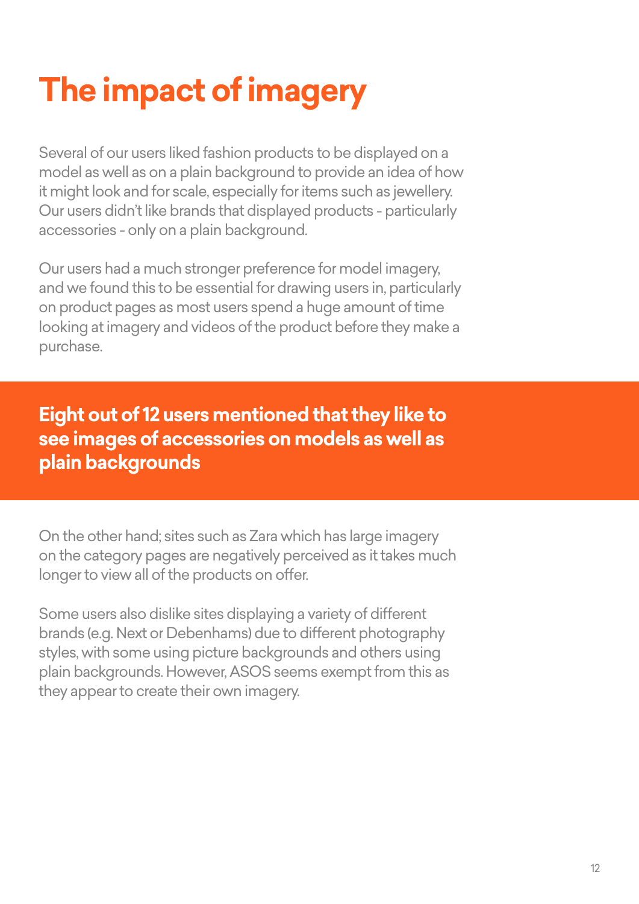# The impact of imagery

Several of our users liked fashion products to be displayed on a model as well as on a plain background to provide an idea of how it might look and for scale, especially for items such as jewellery. Our users didn't like brands that displayed products - particularly accessories - only on a plain background.

Our users had a much stronger preference for model imagery, and we found this to be essential for drawing users in, particularly on product pages as most users spend a huge amount of time looking at imagery and videos of the product before they make a purchase.

**Eight out of 12 users mentioned that they like to see images of accessories on models as well as plain backgrounds**

On the other hand; sites such as Zara which has large imagery on the category pages are negatively perceived as it takes much longer to view all of the products on offer.

Some users also dislike sites displaying a variety of different brands (e.g. Next or Debenhams) due to different photography styles, with some using picture backgrounds and others using plain backgrounds. However, ASOS seems exempt from this as they appear to create their own imagery.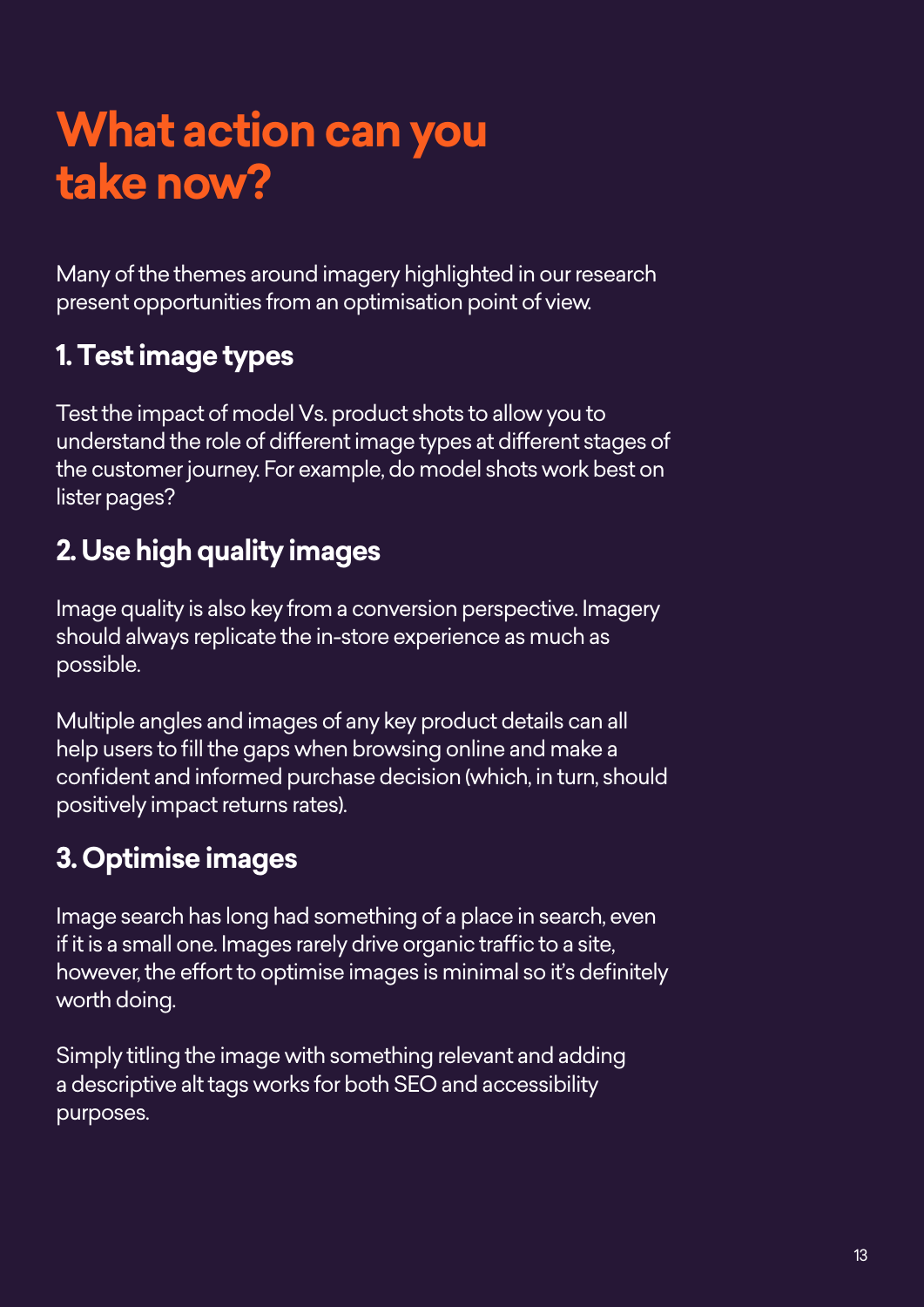# What action can you take now?

Many of the themes around imagery highlighted in our research present opportunities from an optimisation point of view.

## 1. Test image types

Test the impact of model Vs. product shots to allow you to understand the role of different image types at different stages of the customer journey. For example, do model shots work best on lister pages?

## 2. Use high quality images

Image quality is also key from a conversion perspective. Imagery should always replicate the in-store experience as much as possible.

Multiple angles and images of any key product details can all help users to fill the gaps when browsing online and make a confident and informed purchase decision (which, in turn, should positively impact returns rates).

## 3. Optimise images

Image search has long had something of a place in search, even if it is a small one. Images rarely drive organic traffic to a site, however, the effort to optimise images is minimal so it's definitely worth doing.

Simply titling the image with something relevant and adding a descriptive alt tags works for both SEO and accessibility purposes.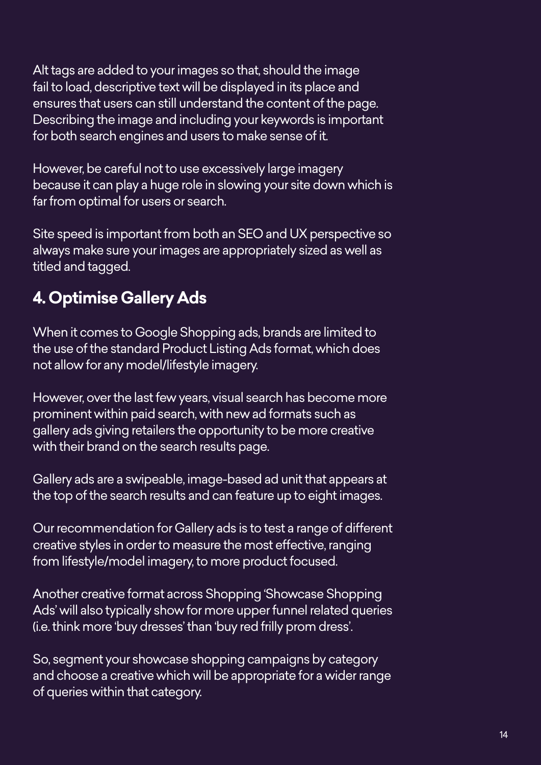Alt tags are added to your images so that, should the image fail to load, descriptive text will be displayed in its place and ensures that users can still understand the content of the page. Describing the image and including your keywords is important for both search engines and users to make sense of it.

However, be careful not to use excessively large imagery because it can play a huge role in slowing your site down which is far from optimal for users or search.

Site speed is important from both an SEO and UX perspective so always make sure your images are appropriately sized as well as titled and tagged.

## 4. Optimise Gallery Ads

When it comes to Google Shopping ads, brands are limited to the use of the standard Product Listing Ads format, which does not allow for any model/lifestyle imagery.

However, over the last few years, visual search has become more prominent within paid search, with new ad formats such as gallery ads giving retailers the opportunity to be more creative with their brand on the search results page.

Gallery ads are a swipeable, image-based ad unit that appears at the top of the search results and can feature up to eight images.

Our recommendation for Gallery ads is to test a range of different creative styles in order to measure the most effective, ranging from lifestyle/model imagery, to more product focused.

Another creative format across Shopping 'Showcase Shopping Ads' will also typically show for more upper funnel related queries (i.e. think more 'buy dresses' than 'buy red frilly prom dress'.

So, segment your showcase shopping campaigns by category and choose a creative which will be appropriate for a wider range of queries within that category.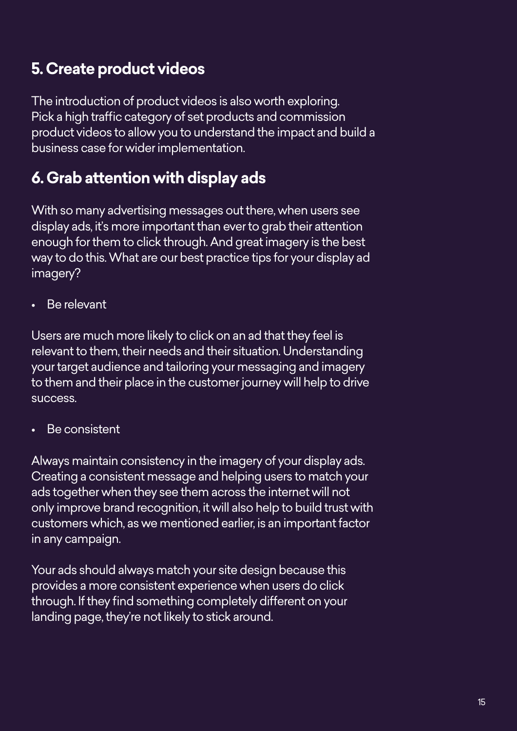## 5. Create product videos

The introduction of product videos is also worth exploring. Pick a high traffic category of set products and commission product videos to allow you to understand the impact and build a business case for wider implementation.

## 6. Grab attention with display ads

With so many advertising messages out there, when users see display ads, it's more important than ever to grab their attention enough for them to click through. And great imagery is the best way to do this. What are our best practice tips for your display ad imagery?

- Be relevant

Users are much more likely to click on an ad that they feel is relevant to them, their needs and their situation. Understanding your target audience and tailoring your messaging and imagery to them and their place in the customer journey will help to drive success.

- Be consistent

Always maintain consistency in the imagery of your display ads. Creating a consistent message and helping users to match your ads together when they see them across the internet will not only improve brand recognition, it will also help to build trust with customers which, as we mentioned earlier, is an important factor in any campaign.

Your ads should always match your site design because this provides a more consistent experience when users do click through. If they find something completely different on your landing page, they're not likely to stick around.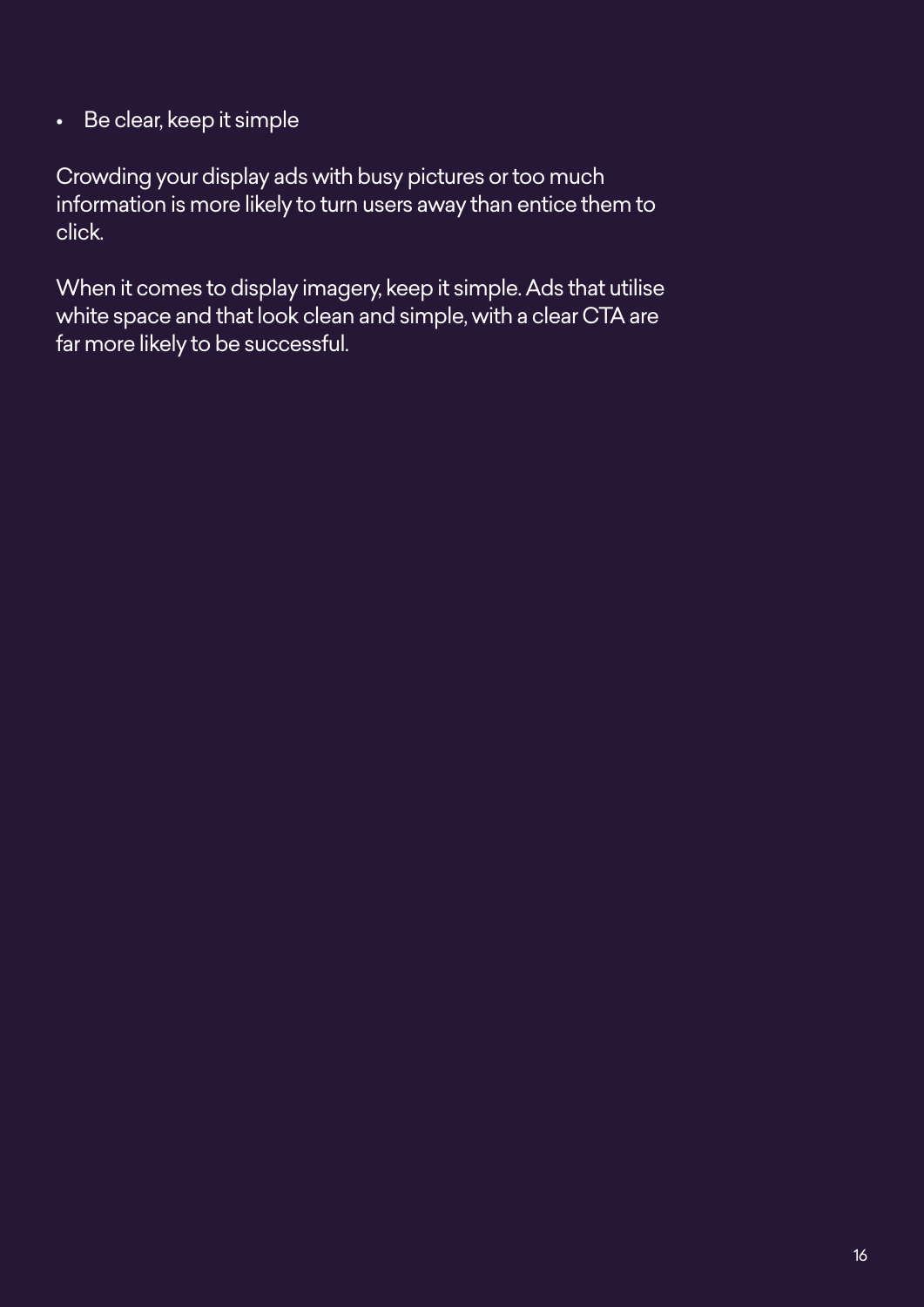- Be clear, keep it simple

Crowding your display ads with busy pictures or too much information is more likely to turn users away than entice them to click.

When it comes to display imagery, keep it simple. Ads that utilise white space and that look clean and simple, with a clear CTA are far more likely to be successful.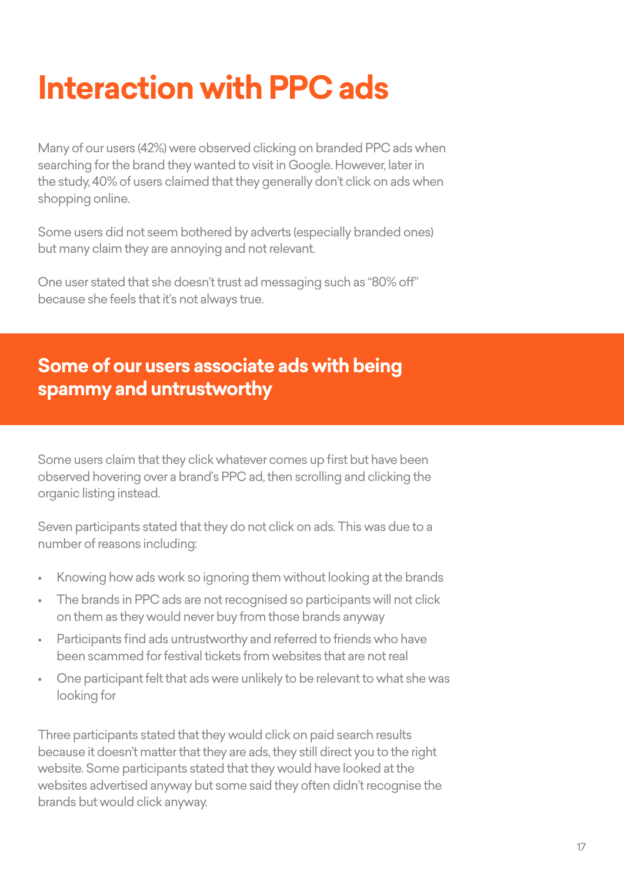# Interaction with PPC ads

Many of our users (42%) were observed clicking on branded PPC ads when searching for the brand they wanted to visit in Google. However, later in the study, 40% of users claimed that they generally don't click on ads when shopping online.

Some users did not seem bothered by adverts (especially branded ones) but many claim they are annoying and not relevant.

One user stated that she doesn't trust ad messaging such as "80% off" because she feels that it's not always true.

## Some of our users associate ads with being spammy and untrustworthy

Some users claim that they click whatever comes up first but have been observed hovering over a brand's PPC ad, then scrolling and clicking the organic listing instead.

Seven participants stated that they do not click on ads. This was due to a number of reasons including:

- Knowing how ads work so ignoring them without looking at the brands
- The brands in PPC ads are not recognised so participants will not click on them as they would never buy from those brands anyway
- Participants find ads untrustworthy and referred to friends who have been scammed for festival tickets from websites that are not real
- One participant felt that ads were unlikely to be relevant to what she was looking for

Three participants stated that they would click on paid search results because it doesn't matter that they are ads, they still direct you to the right website. Some participants stated that they would have looked at the websites advertised anyway but some said they often didn't recognise the brands but would click anyway.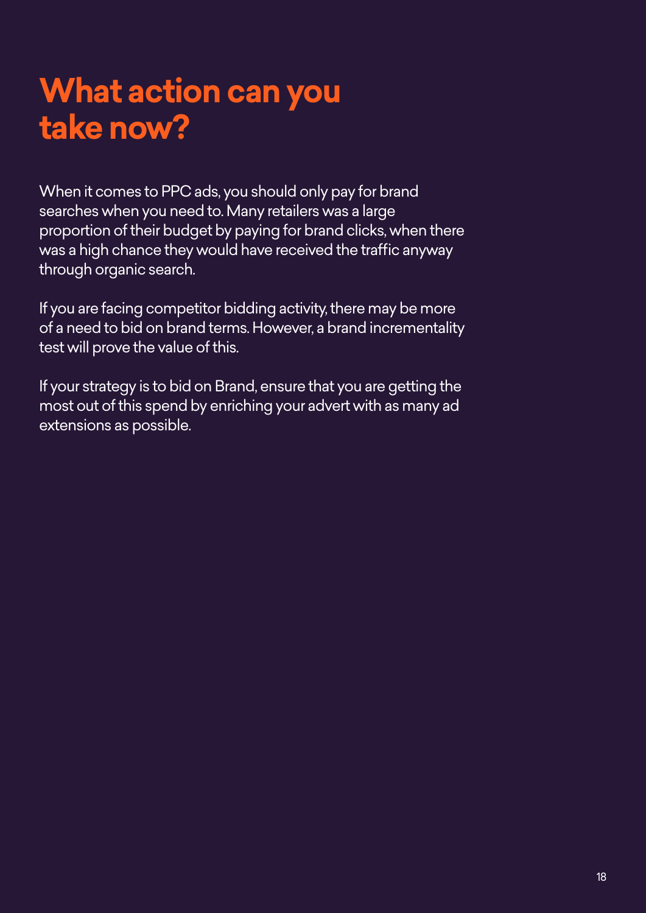# What action can you take now?

When it comes to PPC ads, you should only pay for brand searches when you need to. Many retailers was a large proportion of their budget by paying for brand clicks, when there was a high chance they would have received the traffic anyway through organic search.

If you are facing competitor bidding activity, there may be more of a need to bid on brand terms. However, a brand incrementality test will prove the value of this.

If your strategy is to bid on Brand, ensure that you are getting the most out of this spend by enriching your advert with as many ad extensions as possible.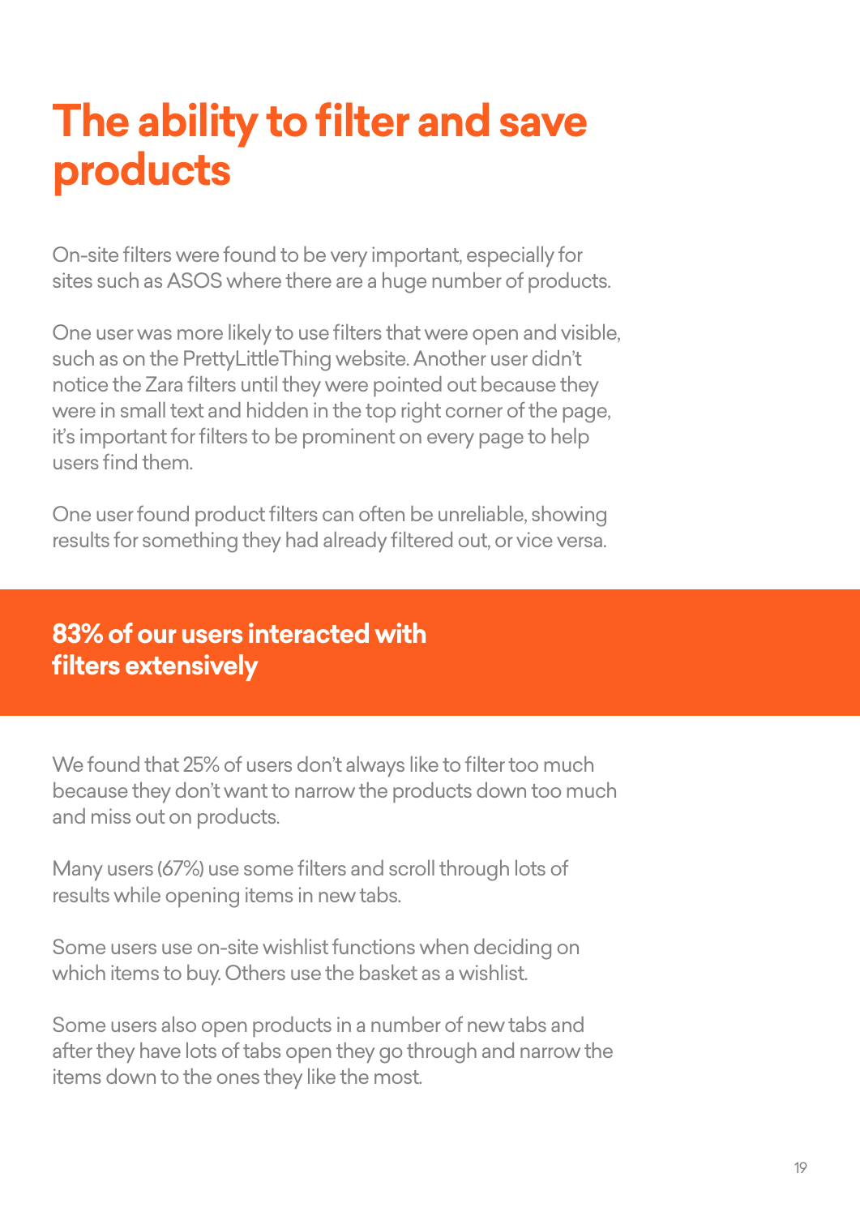# The ability to filter and save products

On-site filters were found to be very important, especially for sites such as ASOS where there are a huge number of products.

One user was more likely to use filters that were open and visible, such as on the PrettyLittleThing website. Another user didn't notice the Zara filters until they were pointed out because they were in small text and hidden in the top right corner of the page, it's important for filters to be prominent on every page to help users find them.

One user found product filters can often be unreliable, showing results for something they had already filtered out, or vice versa.

**83% of our users interacted with filters extensively**

We found that 25% of users don't always like to filter too much because they don't want to narrow the products down too much and miss out on products.

Many users (67%) use some filters and scroll through lots of results while opening items in new tabs.

Some users use on-site wishlist functions when deciding on which items to buy. Others use the basket as a wishlist.

Some users also open products in a number of new tabs and after they have lots of tabs open they go through and narrow the items down to the ones they like the most.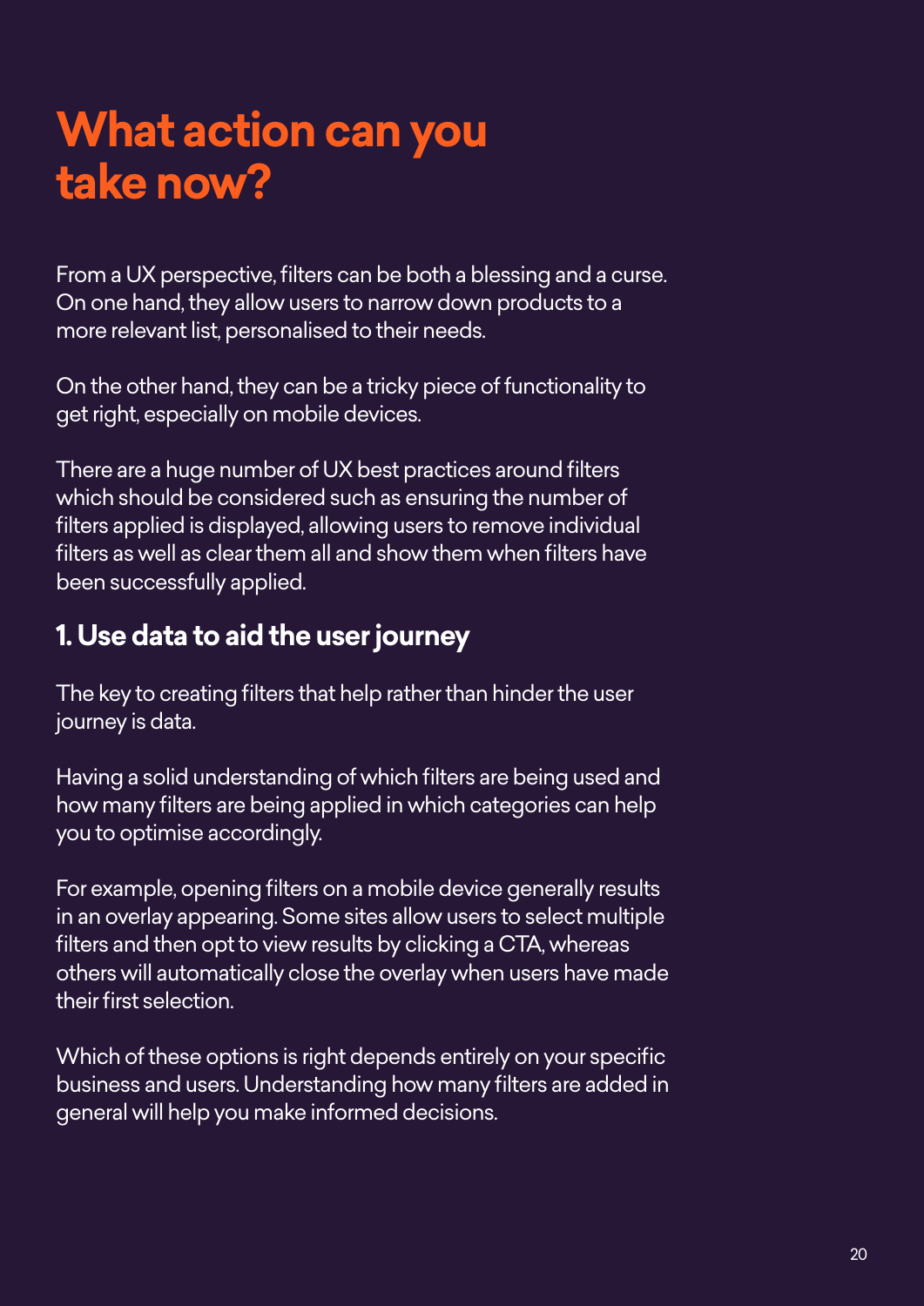# What action can you take now?

From a UX perspective, filters can be both a blessing and a curse. On one hand, they allow users to narrow down products to a more relevant list, personalised to their needs.

On the other hand, they can be a tricky piece of functionality to get right, especially on mobile devices.

There are a huge number of UX best practices around filters which should be considered such as ensuring the number of filters applied is displayed, allowing users to remove individual filters as well as clear them all and show them when filters have been successfully applied.

## 1. Use data to aid the user journey

The key to creating filters that help rather than hinder the user journey is data.

Having a solid understanding of which filters are being used and how many filters are being applied in which categories can help you to optimise accordingly.

For example, opening filters on a mobile device generally results in an overlay appearing. Some sites allow users to select multiple filters and then opt to view results by clicking a CTA, whereas others will automatically close the overlay when users have made their first selection.

Which of these options is right depends entirely on your specific business and users. Understanding how many filters are added in general will help you make informed decisions.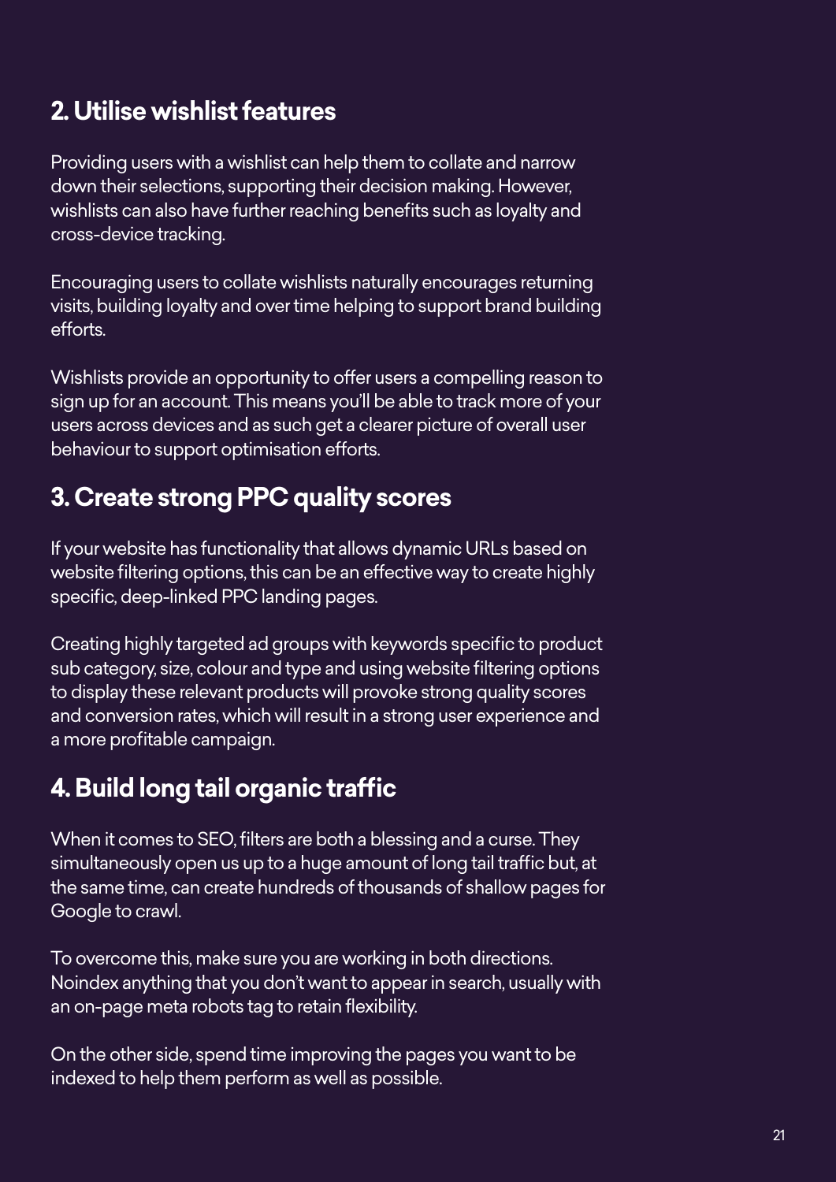## 2. Utilise wishlist features

Providing users with a wishlist can help them to collate and narrow down their selections, supporting their decision making. However, wishlists can also have further reaching benefits such as loyalty and cross-device tracking.

Encouraging users to collate wishlists naturally encourages returning visits, building loyalty and over time helping to support brand building efforts.

Wishlists provide an opportunity to offer users a compelling reason to sign up for an account. This means you'll be able to track more of your users across devices and as such get a clearer picture of overall user behaviour to support optimisation efforts.

## 3. Create strong PPC quality scores

If your website has functionality that allows dynamic URLs based on website filtering options, this can be an effective way to create highly specific, deep-linked PPC landing pages.

Creating highly targeted ad groups with keywords specific to product sub category, size, colour and type and using website filtering options to display these relevant products will provoke strong quality scores and conversion rates, which will result in a strong user experience and a more profitable campaign.

## 4. Build long tail organic traffic

When it comes to SEO, filters are both a blessing and a curse. They simultaneously open us up to a huge amount of long tail traffic but, at the same time, can create hundreds of thousands of shallow pages for Google to crawl.

To overcome this, make sure you are working in both directions. Noindex anything that you don't want to appear in search, usually with an on-page meta robots tag to retain flexibility.

On the other side, spend time improving the pages you want to be indexed to help them perform as well as possible.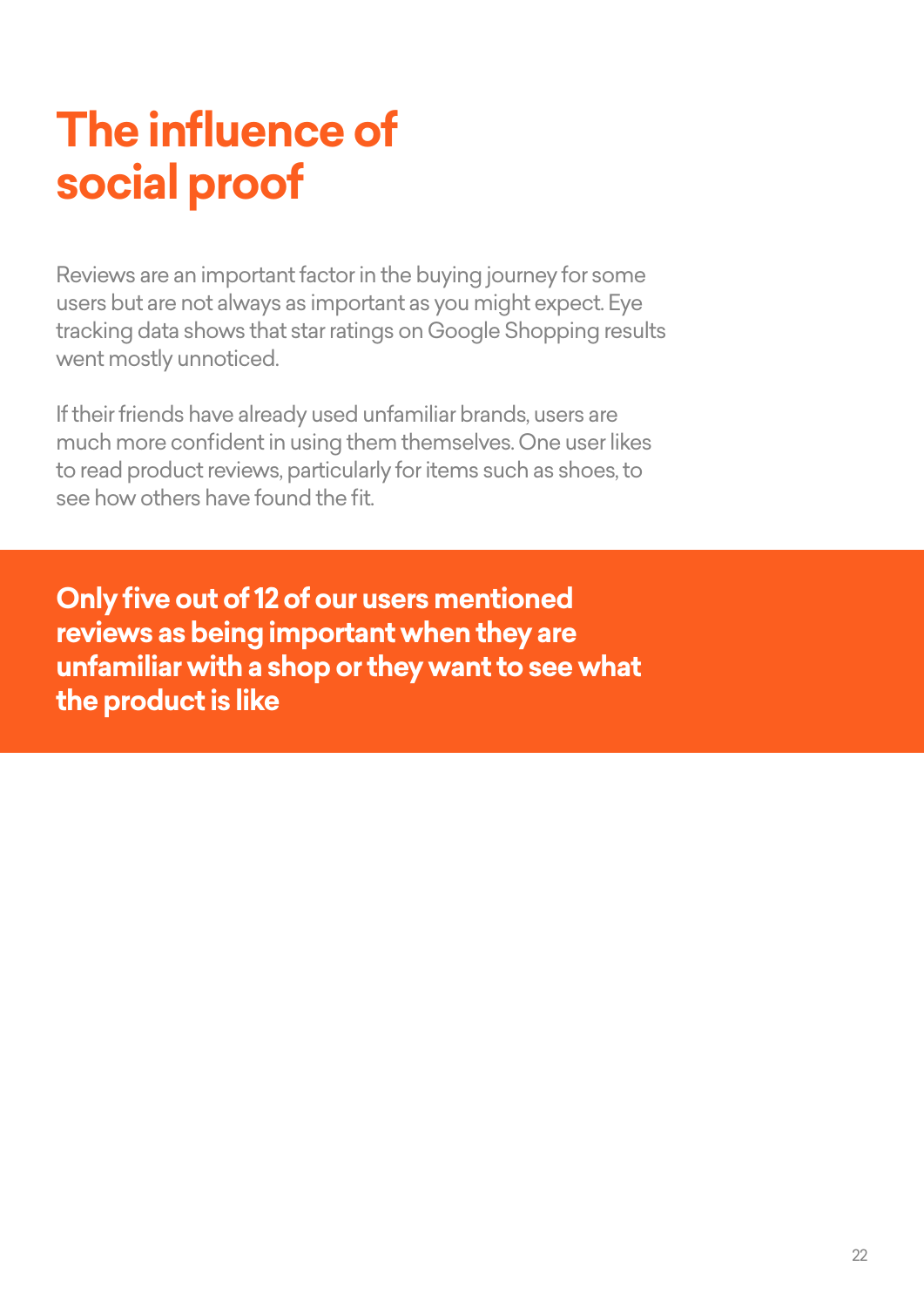# The influence of social proof

Reviews are an important factor in the buying journey for some users but are not always as important as you might expect. Eye tracking data shows that star ratings on Google Shopping results went mostly unnoticed.

If their friends have already used unfamiliar brands, users are much more confident in using them themselves. One user likes to read product reviews, particularly for items such as shoes, to see how others have found the fit.

**Only five out of 12 of our users mentioned reviews as being important when they are unfamiliar with a shop or they want to see what the product is like**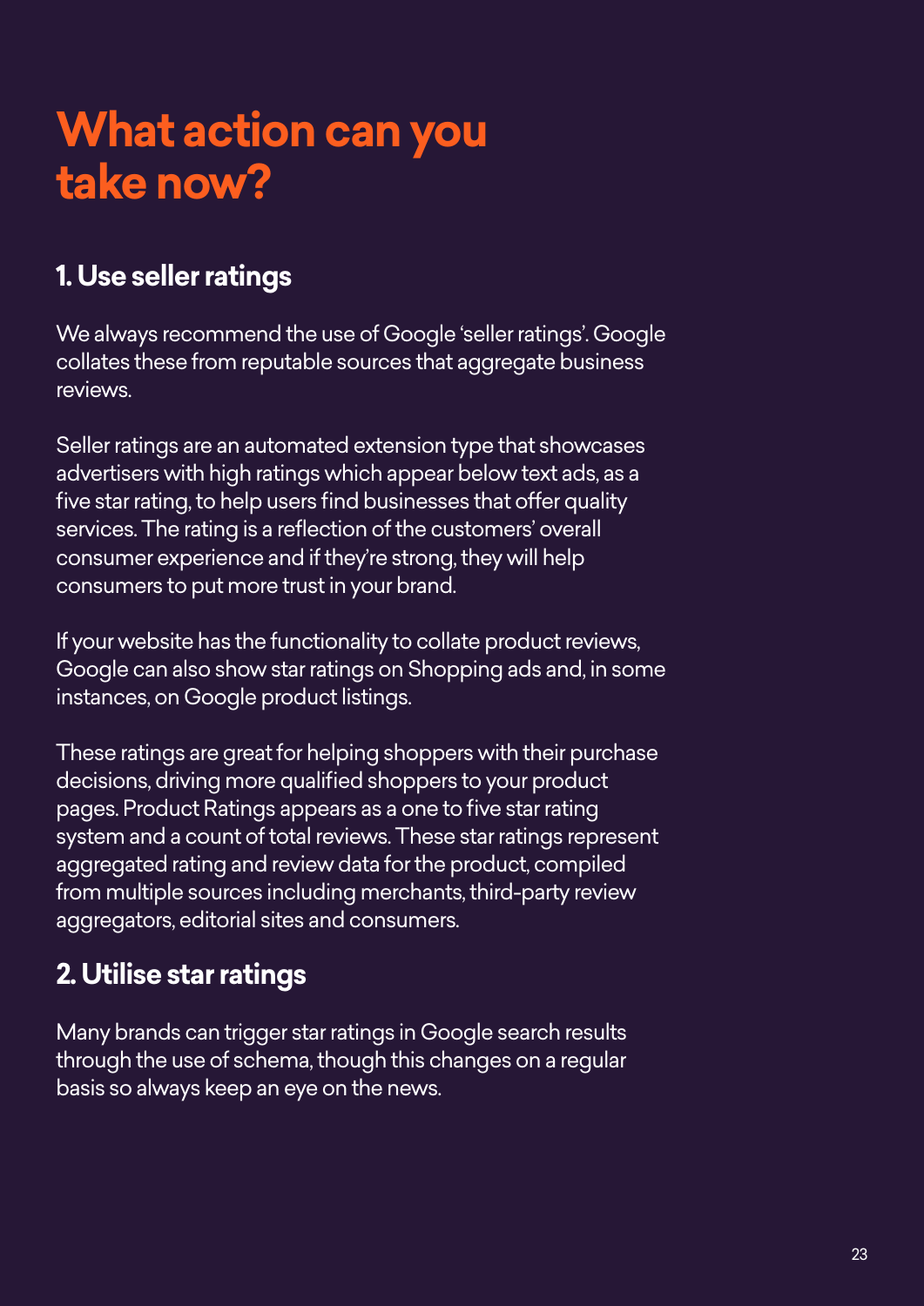# What action can you take now?

## 1. Use seller ratings

We always recommend the use of Google 'seller ratings'. Google collates these from reputable sources that aggregate business reviews.

Seller ratings are an automated extension type that showcases advertisers with high ratings which appear below text ads, as a five star rating, to help users find businesses that offer quality services. The rating is a reflection of the customers' overall consumer experience and if they're strong, they will help consumers to put more trust in your brand.

If your website has the functionality to collate product reviews, Google can also show star ratings on Shopping ads and, in some instances, on Google product listings.

These ratings are great for helping shoppers with their purchase decisions, driving more qualified shoppers to your product pages. Product Ratings appears as a one to five star rating system and a count of total reviews. These star ratings represent aggregated rating and review data for the product, compiled from multiple sources including merchants, third-party review aggregators, editorial sites and consumers.

## 2. Utilise star ratings

Many brands can trigger star ratings in Google search results through the use of schema, though this changes on a regular basis so always keep an eye on the news.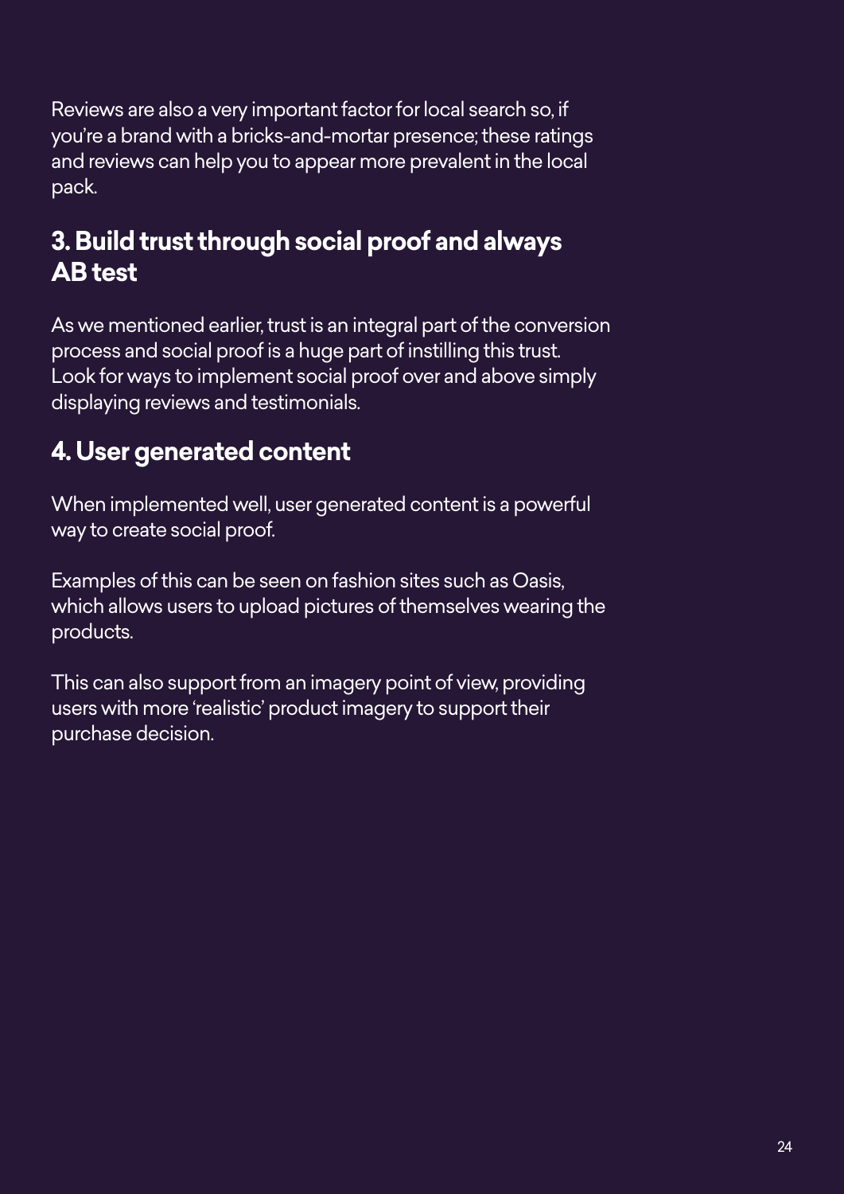Reviews are also a very important factor for local search so, if you're a brand with a bricks-and-mortar presence; these ratings and reviews can help you to appear more prevalent in the local pack.

## 3. Build trust through social proof and always AB test

As we mentioned earlier, trust is an integral part of the conversion process and social proof is a huge part of instilling this trust. Look for ways to implement social proof over and above simply displaying reviews and testimonials.

## 4. User generated content

When implemented well, user generated content is a powerful way to create social proof.

Examples of this can be seen on fashion sites such as Oasis, which allows users to upload pictures of themselves wearing the products.

This can also support from an imagery point of view, providing users with more 'realistic' product imagery to support their purchase decision.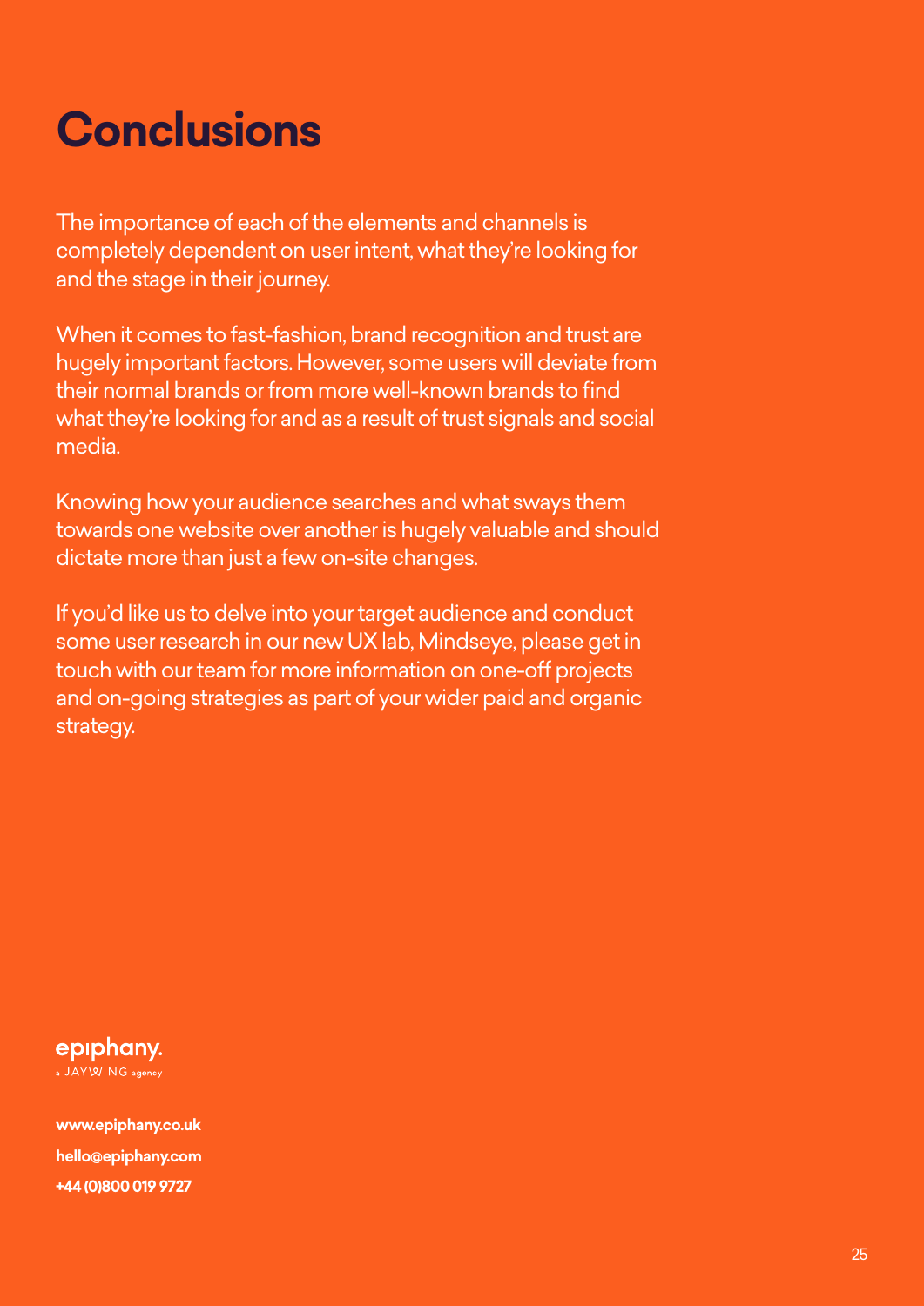# Conclusions

The importance of each of the elements and channels is completely dependent on user intent, what they're looking for and the stage in their journey.

When it comes to fast-fashion, brand recognition and trust are hugely important factors. However, some users will deviate from their normal brands or from more well-known brands to find what they're looking for and as a result of trust signals and social media.

Knowing how your audience searches and what sways them towards one website over another is hugely valuable and should dictate more than just a few on-site changes.

If you'd like us to delve into your target audience and conduct some user research in our new UX lab, Mindseye, please get in touch with our team for more information on one-off projects and on-going strategies as part of your wider paid and organic strategy.

epiphany.
a JAYWING agency

**www.epiphany.co.uk**

**hello@epiphany.com**

**+44 (0)800 019 9727**